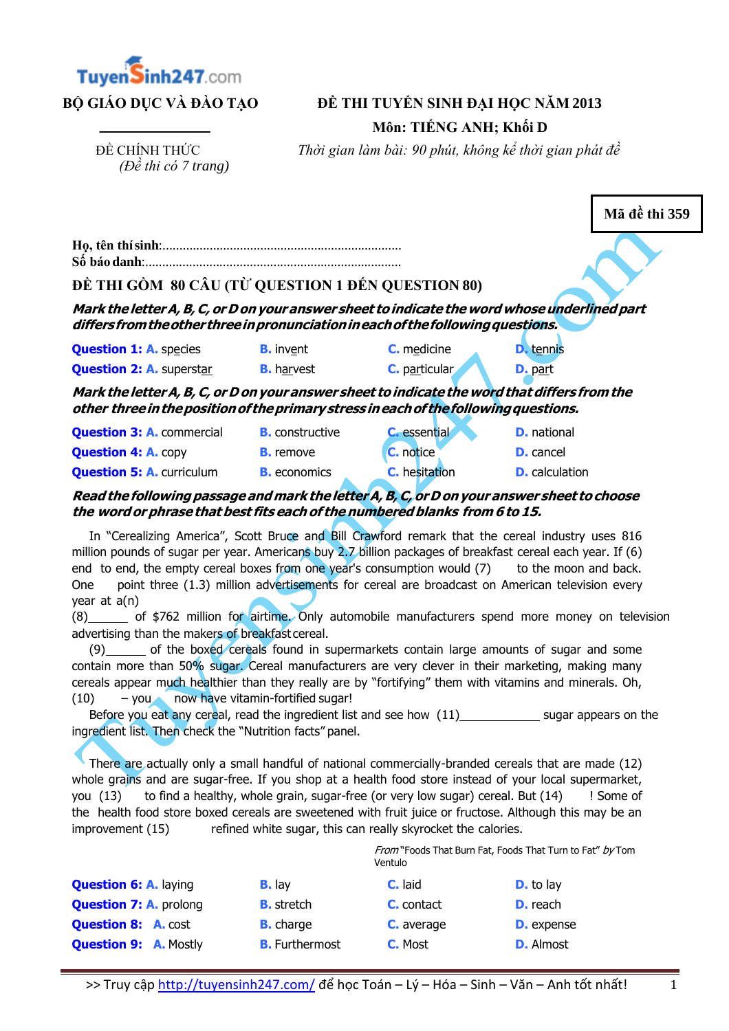**BỘ GIÁO DỤC VÀ ĐÀO TẠO**

ĐỀ CHÍNH THỨC
*(Đề thi có 7 trang)*

**ĐỀ THI TUYỂN SINH ĐẠI HỌC NĂM 2013**
**Môn: TIẾNG ANH; Khối D**
*Thời gian làm bài: 90 phút, không kể thời gian phát đề*

**Mã đề thi 359**

**Họ, tên thí sinh**:......................................................................
**Số báo danh**:...........................................................................

**ĐỀ THI GỒM 80 CÂU (TỪ QUESTION 1 ĐẾN QUESTION 80)**

***Mark the letter A, B, C, or D on your answer sheet to indicate the word whose underlined part differs from the other three in pronunciation in each of the following questions.***

**Question 1:** **A.** species **B.** invent **C.** medicine **D.** tennis

**Question 2:** **A.** superstar **B.** harvest **C.** particular **D.** part

***Mark the letter A, B, C, or D on your answer sheet to indicate the word that differs from the other three in the position of the primary stress in each of the following questions.***

**Question 3:** **A.** commercial **B.** constructive **C.** essential **D.** national

**Question 4:** **A.** copy **B.** remove **C.** notice **D.** cancel

**Question 5:** **A.** curriculum **B.** economics **C.** hesitation **D.** calculation

***Read the following passage and mark the letter A, B, C, or D on your answer sheet to choose the word or phrase that best fits each of the numbered blanks from 6 to 15.***

In "Cerealizing America", Scott Bruce and Bill Crawford remark that the cereal industry uses 816 million pounds of sugar per year. Americans buy 2.7 billion packages of breakfast cereal each year. If (6) end to end, the empty cereal boxes from one year's consumption would (7) to the moon and back. One point three (1.3) million advertisements for cereal are broadcast on American television every year at a(n) (8)______ of $762 million for airtime. Only automobile manufacturers spend more money on television advertising than the makers of breakfast cereal.

(9)______ of the boxed cereals found in supermarkets contain large amounts of sugar and some contain more than 50% sugar. Cereal manufacturers are very clever in their marketing, making many cereals appear much healthier than they really are by "fortifying" them with vitamins and minerals. Oh, (10) – you now have vitamin-fortified sugar!

Before you eat any cereal, read the ingredient list and see how (11)____________ sugar appears on the ingredient list. Then check the "Nutrition facts" panel.

There are actually only a small handful of national commercially-branded cereals that are made (12) whole grains and are sugar-free. If you shop at a health food store instead of your local supermarket, you (13) to find a healthy, whole grain, sugar-free (or very low sugar) cereal. But (14) ! Some of the health food store boxed cereals are sweetened with fruit juice or fructose. Although this may be an improvement (15) refined white sugar, this can really skyrocket the calories.

*From* "Foods That Burn Fat, Foods That Turn to Fat" *by* Tom Ventulo

**Question 6:** **A.** laying **B.** lay **C.** laid **D.** to lay

**Question 7:** **A.** prolong **B.** stretch **C.** contact **D.** reach

**Question 8:** **A.** cost **B.** charge **C.** average **D.** expense

**Question 9:** **A.** Mostly **B.** Furthermost **C.** Most **D.** Almost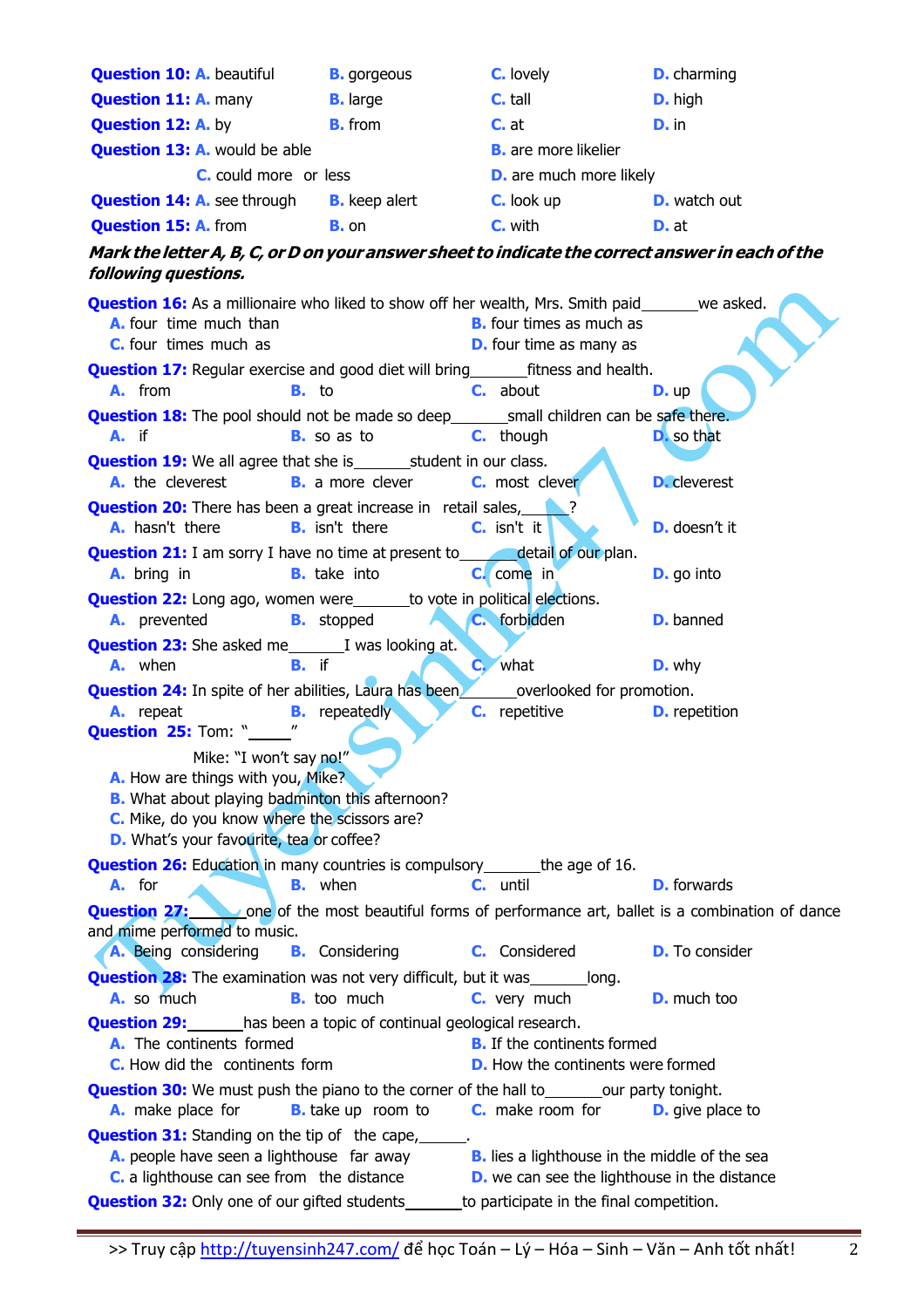**Question 10:** A. beautiful B. gorgeous C. lovely D. charming

**Question 11:** A. many B. large C. tall D. high

**Question 12:** A. by B. from C. at D. in

**Question 13:** A. would be able B. are more likelier
C. could more or less D. are much more likely

**Question 14:** A. see through B. keep alert C. look up D. watch out

**Question 15:** A. from B. on C. with D. at

***Mark the letter A, B, C, or D on your answer sheet to indicate the correct answer in each of the following questions.***

**Question 16:** As a millionaire who liked to show off her wealth, Mrs. Smith paid_______we asked.
A. four time much than
B. four times as much as
C. four times much as
D. four time as many as

**Question 17:** Regular exercise and good diet will bring_______fitness and health.
A. from B. to C. about D. up

**Question 18:** The pool should not be made so deep_______small children can be safe there.
A. if B. so as to C. though D. so that

**Question 19:** We all agree that she is_______student in our class.
A. the cleverest B. a more clever C. most clever D. cleverest

**Question 20:** There has been a great increase in retail sales,_______?
A. hasn't there B. isn't there C. isn't it D. doesn't it

**Question 21:** I am sorry I have no time at present to_______detail of our plan.
A. bring in B. take into C. come in D. go into

**Question 22:** Long ago, women were_______to vote in political elections.
A. prevented B. stopped C. forbidden D. banned

**Question 23:** She asked me_______I was looking at.
A. when B. if C. what D. why

**Question 24:** In spite of her abilities, Laura has been_______overlooked for promotion.
A. repeat B. repeatedly C. repetitive D. repetition

**Question 25:** Tom: "_____"
Mike: "I won't say no!"
A. How are things with you, Mike?
B. What about playing badminton this afternoon?
C. Mike, do you know where the scissors are?
D. What's your favourite, tea or coffee?

**Question 26:** Education in many countries is compulsory_______the age of 16.
A. for B. when C. until D. forwards

**Question 27:**_______one of the most beautiful forms of performance art, ballet is a combination of dance and mime performed to music.
A. Being considering B. Considering C. Considered D. To consider

**Question 28:** The examination was not very difficult, but it was_______long.
A. so much B. too much C. very much D. much too

**Question 29:**_______has been a topic of continual geological research.
A. The continents formed
B. If the continents formed
C. How did the continents form
D. How the continents were formed

**Question 30:** We must push the piano to the corner of the hall to_______our party tonight.
A. make place for B. take up room to C. make room for D. give place to

**Question 31:** Standing on the tip of the cape,_______.
A. people have seen a lighthouse far away
B. lies a lighthouse in the middle of the sea
C. a lighthouse can see from the distance
D. we can see the lighthouse in the distance

**Question 32:** Only one of our gifted students_______to participate in the final competition.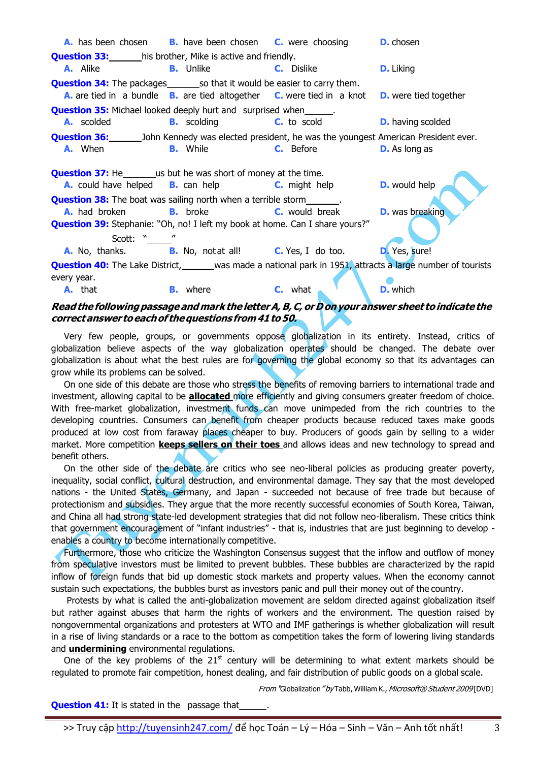**A.** has been chosen **B.** have been chosen **C.** were choosing **D.** chosen

**Question 33:** ______his brother, Mike is active and friendly.

**A.** Alike **B.** Unlike **C.** Dislike **D.** Liking

**Question 34:** The packages______so that it would be easier to carry them.

**A.** are tied in a bundle **B.** are tied altogether **C.** were tied in a knot **D.** were tied together

**Question 35:** Michael looked deeply hurt and surprised when______.

**A.** scolded **B.** scolding **C.** to scold **D.** having scolded

**Question 36:** ______John Kennedy was elected president, he was the youngest American President ever.

**A.** When **B.** While **C.** Before **D.** As long as

**Question 37:** He______us but he was short of money at the time.

**A.** could have helped **B.** can help **C.** might help **D.** would help

**Question 38:** The boat was sailing north when a terrible storm______.

**A.** had broken **B.** broke **C.** would break **D.** was breaking

**Question 39:** Stephanie: "Oh, no! I left my book at home. Can I share yours?"

Scott: "_____"

**A.** No, thanks. **B.** No, not at all! **C.** Yes, I do too. **D.** Yes, sure!

**Question 40:** The Lake District,______was made a national park in 1951, attracts a large number of tourists every year.

**A.** that **B.** where **C.** what **D.** which

***Read the following passage and mark the letter A, B, C, or D on your answer sheet to indicate the correct answer to each of the questions from 41 to 50.***

Very few people, groups, or governments oppose globalization in its entirety. Instead, critics of globalization believe aspects of the way globalization operates should be changed. The debate over globalization is about what the best rules are for governing the global economy so that its advantages can grow while its problems can be solved.

On one side of this debate are those who stress the benefits of removing barriers to international trade and investment, allowing capital to be **allocated** more efficiently and giving consumers greater freedom of choice. With free-market globalization, investment funds can move unimpeded from the rich countries to the developing countries. Consumers can benefit from cheaper products because reduced taxes make goods produced at low cost from faraway places cheaper to buy. Producers of goods gain by selling to a wider market. More competition **keeps sellers on their toes** and allows ideas and new technology to spread and benefit others.

On the other side of the debate are critics who see neo-liberal policies as producing greater poverty, inequality, social conflict, cultural destruction, and environmental damage. They say that the most developed nations - the United States, Germany, and Japan - succeeded not because of free trade but because of protectionism and subsidies. They argue that the more recently successful economies of South Korea, Taiwan, and China all had strong state-led development strategies that did not follow neo-liberalism. These critics think that government encouragement of "infant industries" - that is, industries that are just beginning to develop - enables a country to become internationally competitive.

Furthermore, those who criticize the Washington Consensus suggest that the inflow and outflow of money from speculative investors must be limited to prevent bubbles. These bubbles are characterized by the rapid inflow of foreign funds that bid up domestic stock markets and property values. When the economy cannot sustain such expectations, the bubbles burst as investors panic and pull their money out of the country.

Protests by what is called the anti-globalization movement are seldom directed against globalization itself but rather against abuses that harm the rights of workers and the environment. The question raised by nongovernmental organizations and protesters at WTO and IMF gatherings is whether globalization will result in a rise of living standards or a race to the bottom as competition takes the form of lowering living standards and **undermining** environmental regulations.

One of the key problems of the 21st century will be determining to what extent markets should be regulated to promote fair competition, honest dealing, and fair distribution of public goods on a global scale.

*From "Globalization" by Tabb, William K., Microsoft® Student 2009* [DVD]

**Question 41:** It is stated in the passage that______.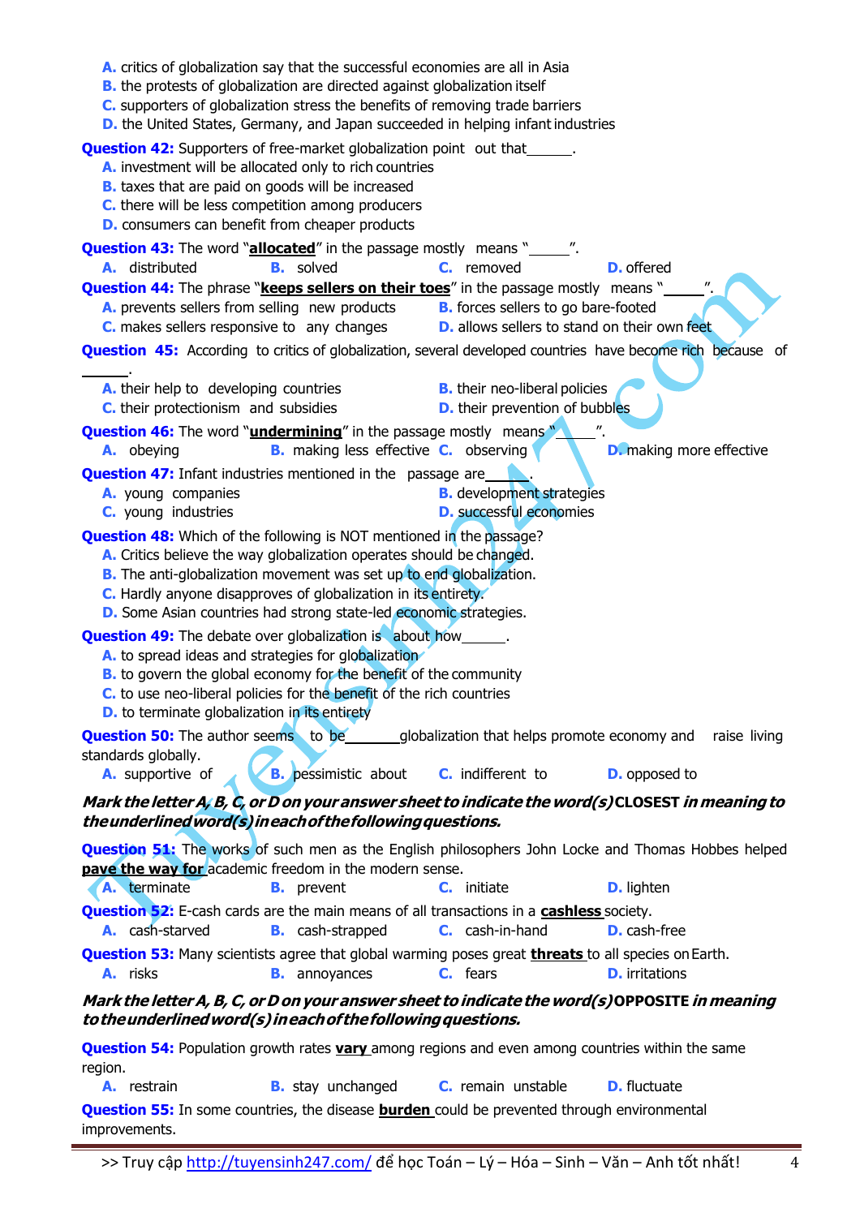**A.** critics of globalization say that the successful economies are all in Asia
**B.** the protests of globalization are directed against globalization itself
**C.** supporters of globalization stress the benefits of removing trade barriers
**D.** the United States, Germany, and Japan succeeded in helping infant industries

**Question 42:** Supporters of free-market globalization point out that______.
**A.** investment will be allocated only to rich countries
**B.** taxes that are paid on goods will be increased
**C.** there will be less competition among producers
**D.** consumers can benefit from cheaper products

**Question 43:** The word "**allocated**" in the passage mostly means "_____".
**A.** distributed **B.** solved **C.** removed **D.** offered

**Question 44:** The phrase "**keeps sellers on their toes**" in the passage mostly means "_____".
**A.** prevents sellers from selling new products **B.** forces sellers to go bare-footed
**C.** makes sellers responsive to any changes **D.** allows sellers to stand on their own feet

**Question 45:** According to critics of globalization, several developed countries have become rich because of ______.
**A.** their help to developing countries **B.** their neo-liberal policies
**C.** their protectionism and subsidies **D.** their prevention of bubbles

**Question 46:** The word "**undermining**" in the passage mostly means "_____".
**A.** obeying **B.** making less effective **C.** observing **D.** making more effective

**Question 47:** Infant industries mentioned in the passage are_____.
**A.** young companies **B.** development strategies
**C.** young industries **D.** successful economies

**Question 48:** Which of the following is NOT mentioned in the passage?
**A.** Critics believe the way globalization operates should be changed.
**B.** The anti-globalization movement was set up to end globalization.
**C.** Hardly anyone disapproves of globalization in its entirety.
**D.** Some Asian countries had strong state-led economic strategies.

**Question 49:** The debate over globalization is about how______.
**A.** to spread ideas and strategies for globalization
**B.** to govern the global economy for the benefit of the community
**C.** to use neo-liberal policies for the benefit of the rich countries
**D.** to terminate globalization in its entirety

**Question 50:** The author seems to be_______globalization that helps promote economy and raise living standards globally.
**A.** supportive of **B.** pessimistic about **C.** indifferent to **D.** opposed to

***Mark the letter A, B, C, or D on your answer sheet to indicate the word(s) CLOSEST in meaning to the underlined word(s) in each of the following questions.***

**Question 51:** The works of such men as the English philosophers John Locke and Thomas Hobbes helped **pave the way for** academic freedom in the modern sense.
**A.** terminate **B.** prevent **C.** initiate **D.** lighten

**Question 52:** E-cash cards are the main means of all transactions in a **cashless** society.
**A.** cash-starved **B.** cash-strapped **C.** cash-in-hand **D.** cash-free

**Question 53:** Many scientists agree that global warming poses great **threats** to all species on Earth.
**A.** risks **B.** annoyances **C.** fears **D.** irritations

***Mark the letter A, B, C, or D on your answer sheet to indicate the word(s) OPPOSITE in meaning to the underlined word(s) in each of the following questions.***

**Question 54:** Population growth rates **vary** among regions and even among countries within the same region.
**A.** restrain **B.** stay unchanged **C.** remain unstable **D.** fluctuate

**Question 55:** In some countries, the disease **burden** could be prevented through environmental improvements.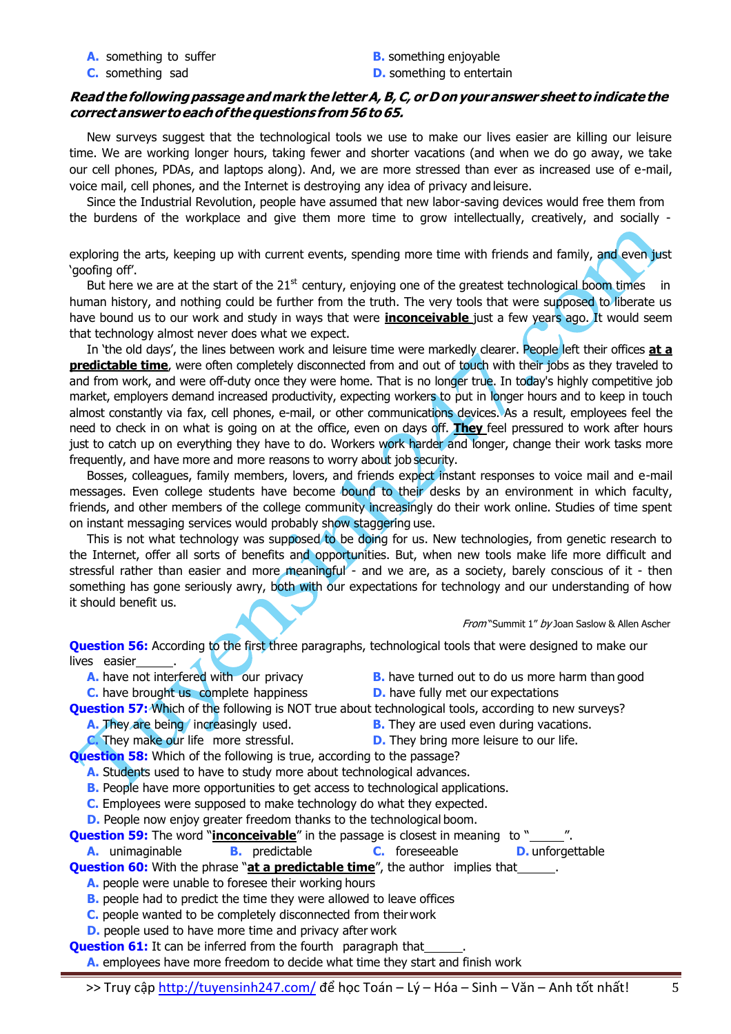**A.** something to suffer  **B.** something enjoyable
**C.** something sad  **D.** something to entertain

***Read the following passage and mark the letter A, B, C, or D on your answer sheet to indicate the correct answer to each of the questions from 56 to 65.***

New surveys suggest that the technological tools we use to make our lives easier are killing our leisure time. We are working longer hours, taking fewer and shorter vacations (and when we do go away, we take our cell phones, PDAs, and laptops along). And, we are more stressed than ever as increased use of e-mail, voice mail, cell phones, and the Internet is destroying any idea of privacy and leisure.

Since the Industrial Revolution, people have assumed that new labor-saving devices would free them from the burdens of the workplace and give them more time to grow intellectually, creatively, and socially - exploring the arts, keeping up with current events, spending more time with friends and family, and even just 'goofing off'.

But here we are at the start of the 21st century, enjoying one of the greatest technological boom times in human history, and nothing could be further from the truth. The very tools that were supposed to liberate us have bound us to our work and study in ways that were **inconceivable** just a few years ago. It would seem that technology almost never does what we expect.

In 'the old days', the lines between work and leisure time were markedly clearer. People left their offices **at a predictable time**, were often completely disconnected from and out of touch with their jobs as they traveled to and from work, and were off-duty once they were home. That is no longer true. In today's highly competitive job market, employers demand increased productivity, expecting workers to put in longer hours and to keep in touch almost constantly via fax, cell phones, e-mail, or other communications devices. As a result, employees feel the need to check in on what is going on at the office, even on days off. **They** feel pressured to work after hours just to catch up on everything they have to do. Workers work harder and longer, change their work tasks more frequently, and have more and more reasons to worry about job security.

Bosses, colleagues, family members, lovers, and friends expect instant responses to voice mail and e-mail messages. Even college students have become bound to their desks by an environment in which faculty, friends, and other members of the college community increasingly do their work online. Studies of time spent on instant messaging services would probably show staggering use.

This is not what technology was supposed to be doing for us. New technologies, from genetic research to the Internet, offer all sorts of benefits and opportunities. But, when new tools make life more difficult and stressful rather than easier and more meaningful - and we are, as a society, barely conscious of it - then something has gone seriously awry, both with our expectations for technology and our understanding of how it should benefit us.

*From* "Summit 1" *by* Joan Saslow & Allen Ascher

**Question 56:** According to the first three paragraphs, technological tools that were designed to make our lives easier_____.
**A.** have not interfered with our privacy  **B.** have turned out to do us more harm than good
**C.** have brought us complete happiness  **D.** have fully met our expectations

**Question 57:** Which of the following is NOT true about technological tools, according to new surveys?
**A.** They are being increasingly used.  **B.** They are used even during vacations.
**C.** They make our life more stressful.  **D.** They bring more leisure to our life.

**Question 58:** Which of the following is true, according to the passage?
**A.** Students used to have to study more about technological advances.
**B.** People have more opportunities to get access to technological applications.
**C.** Employees were supposed to make technology do what they expected.
**D.** People now enjoy greater freedom thanks to the technological boom.

**Question 59:** The word "**inconceivable**" in the passage is closest in meaning to "_____".
**A.** unimaginable  **B.** predictable  **C.** foreseeable  **D.** unforgettable

**Question 60:** With the phrase "**at a predictable time**", the author implies that_____.
**A.** people were unable to foresee their working hours
**B.** people had to predict the time they were allowed to leave offices
**C.** people wanted to be completely disconnected from their work
**D.** people used to have more time and privacy after work

**Question 61:** It can be inferred from the fourth paragraph that_____.
**A.** employees have more freedom to decide what time they start and finish work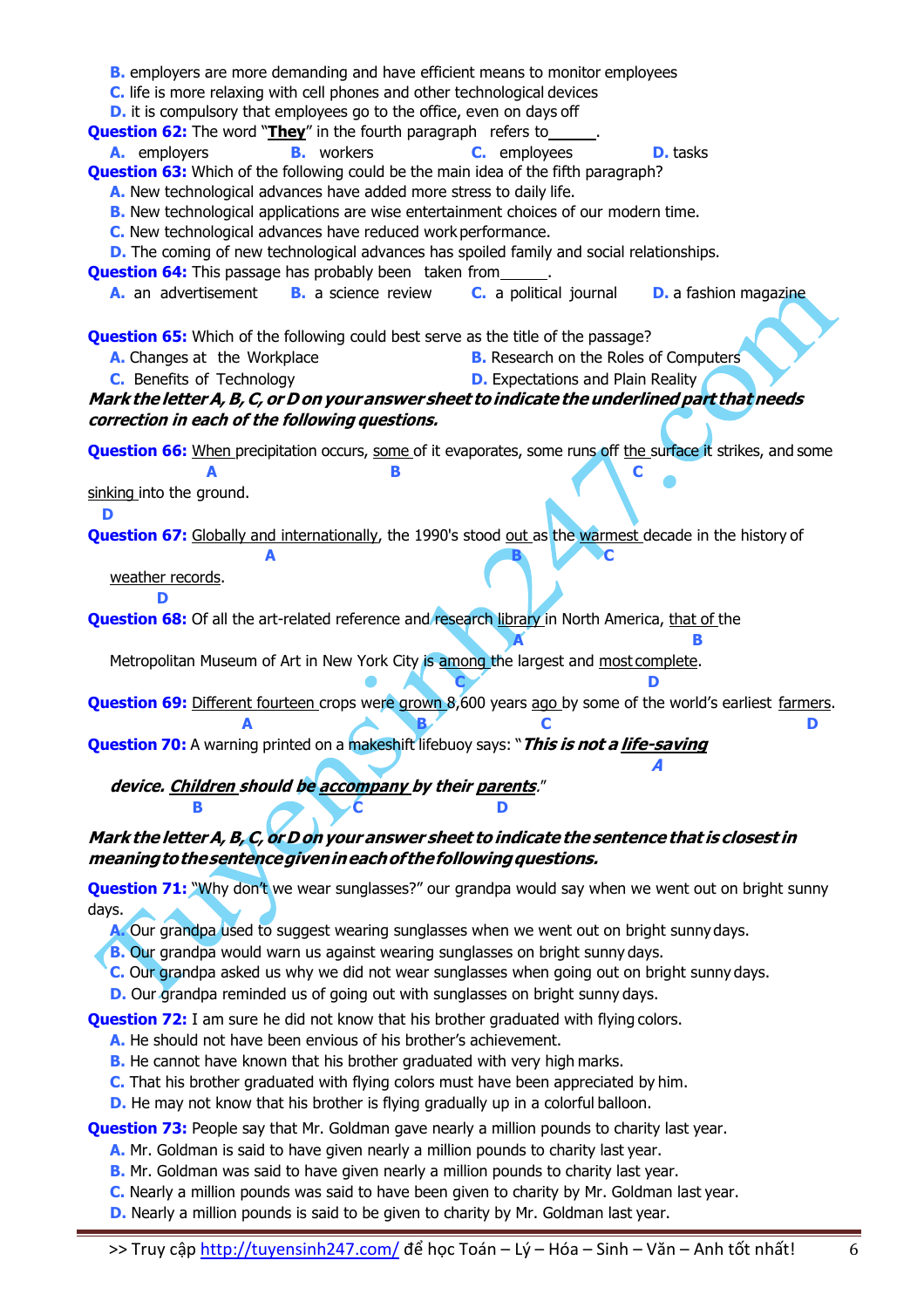**B.** employers are more demanding and have efficient means to monitor employees
**C.** life is more relaxing with cell phones and other technological devices
**D.** it is compulsory that employees go to the office, even on days off

**Question 62:** The word "**They**" in the fourth paragraph refers to\_\_\_\_\_\_.
**A.** employers **B.** workers **C.** employees **D.** tasks

**Question 63:** Which of the following could be the main idea of the fifth paragraph?
**A.** New technological advances have added more stress to daily life.
**B.** New technological applications are wise entertainment choices of our modern time.
**C.** New technological advances have reduced work performance.
**D.** The coming of new technological advances has spoiled family and social relationships.

**Question 64:** This passage has probably been taken from\_\_\_\_\_\_.
**A.** an advertisement **B.** a science review **C.** a political journal **D.** a fashion magazine

**Question 65:** Which of the following could best serve as the title of the passage?
**A.** Changes at the Workplace **B.** Research on the Roles of Computers
**C.** Benefits of Technology **D.** Expectations and Plain Reality

***Mark the letter A, B, C, or D on your answer sheet to indicate the underlined part that needs correction in each of the following questions.***

**Question 66:** When (A) precipitation occurs, some (B) of it evaporates, some runs off the (C) surface it strikes, and some sinking (D) into the ground.

**Question 67:** Globally and internationally (A), the 1990's stood out (B) as the warmest (C) decade in the history of weather records (D).

**Question 68:** Of all the art-related reference and research library (A) in North America, that of (B) the Metropolitan Museum of Art in New York City is among (C) the largest and most complete (D).

**Question 69:** Different fourteen (A) crops were grown (B) 8,600 years ago (C) by some of the world's earliest farmers (D).

**Question 70:** A warning printed on a makeshift lifebuoy says: "***This is not a life-saving (A) device. Children (B) should be accompany (C) by their parents (D).***"

***Mark the letter A, B, C, or D on your answer sheet to indicate the sentence that is closest in meaning to the sentence given in each of the following questions.***

**Question 71:** "Why don't we wear sunglasses?" our grandpa would say when we went out on bright sunny days.
**A.** Our grandpa used to suggest wearing sunglasses when we went out on bright sunny days.
**B.** Our grandpa would warn us against wearing sunglasses on bright sunny days.
**C.** Our grandpa asked us why we did not wear sunglasses when going out on bright sunny days.
**D.** Our grandpa reminded us of going out with sunglasses on bright sunny days.

**Question 72:** I am sure he did not know that his brother graduated with flying colors.
**A.** He should not have been envious of his brother's achievement.
**B.** He cannot have known that his brother graduated with very high marks.
**C.** That his brother graduated with flying colors must have been appreciated by him.
**D.** He may not know that his brother is flying gradually up in a colorful balloon.

**Question 73:** People say that Mr. Goldman gave nearly a million pounds to charity last year.
**A.** Mr. Goldman is said to have given nearly a million pounds to charity last year.
**B.** Mr. Goldman was said to have given nearly a million pounds to charity last year.
**C.** Nearly a million pounds was said to have been given to charity by Mr. Goldman last year.
**D.** Nearly a million pounds is said to be given to charity by Mr. Goldman last year.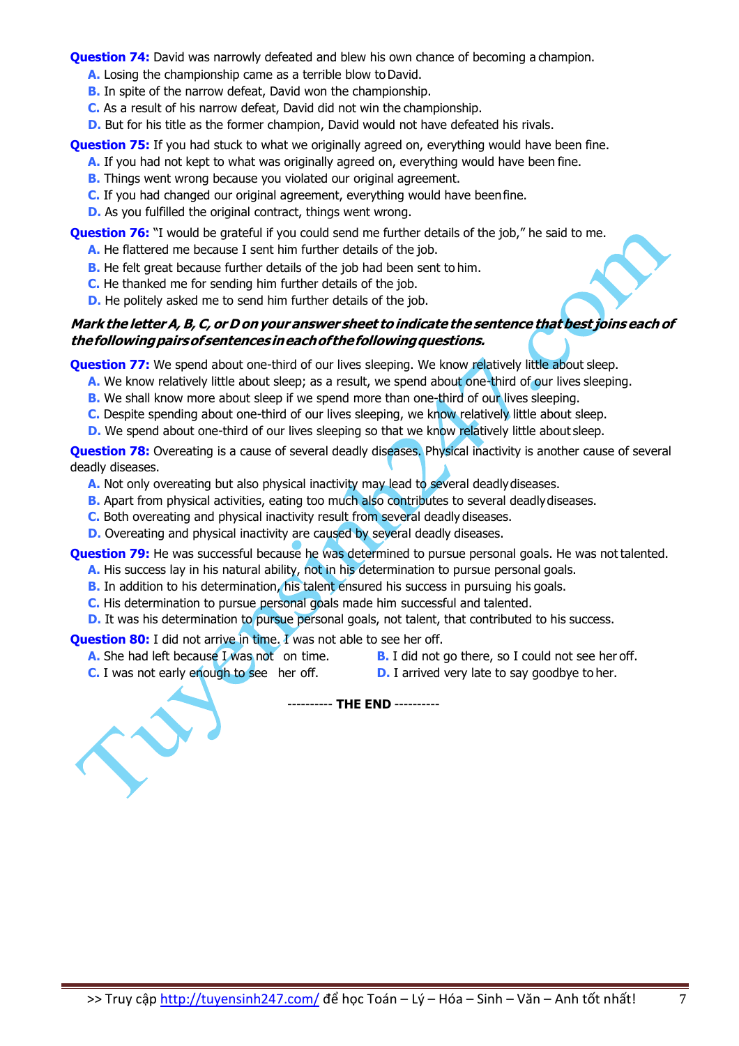**Question 74:** David was narrowly defeated and blew his own chance of becoming a champion.

**A.** Losing the championship came as a terrible blow to David.
**B.** In spite of the narrow defeat, David won the championship.
**C.** As a result of his narrow defeat, David did not win the championship.
**D.** But for his title as the former champion, David would not have defeated his rivals.

**Question 75:** If you had stuck to what we originally agreed on, everything would have been fine.

**A.** If you had not kept to what was originally agreed on, everything would have been fine.
**B.** Things went wrong because you violated our original agreement.
**C.** If you had changed our original agreement, everything would have been fine.
**D.** As you fulfilled the original contract, things went wrong.

**Question 76:** "I would be grateful if you could send me further details of the job," he said to me.

**A.** He flattered me because I sent him further details of the job.
**B.** He felt great because further details of the job had been sent to him.
**C.** He thanked me for sending him further details of the job.
**D.** He politely asked me to send him further details of the job.

***Mark the letter A, B, C, or D on your answer sheet to indicate the sentence that best joins each of the following pairs of sentences in each of the following questions.***

**Question 77:** We spend about one-third of our lives sleeping. We know relatively little about sleep.

**A.** We know relatively little about sleep; as a result, we spend about one-third of our lives sleeping.
**B.** We shall know more about sleep if we spend more than one-third of our lives sleeping.
**C.** Despite spending about one-third of our lives sleeping, we know relatively little about sleep.
**D.** We spend about one-third of our lives sleeping so that we know relatively little about sleep.

**Question 78:** Overeating is a cause of several deadly diseases. Physical inactivity is another cause of several deadly diseases.

**A.** Not only overeating but also physical inactivity may lead to several deadly diseases.
**B.** Apart from physical activities, eating too much also contributes to several deadly diseases.
**C.** Both overeating and physical inactivity result from several deadly diseases.
**D.** Overeating and physical inactivity are caused by several deadly diseases.

**Question 79:** He was successful because he was determined to pursue personal goals. He was not talented.

**A.** His success lay in his natural ability, not in his determination to pursue personal goals.
**B.** In addition to his determination, his talent ensured his success in pursuing his goals.
**C.** His determination to pursue personal goals made him successful and talented.
**D.** It was his determination to pursue personal goals, not talent, that contributed to his success.

**Question 80:** I did not arrive in time. I was not able to see her off.

**A.** She had left because I was not on time.
**B.** I did not go there, so I could not see her off.
**C.** I was not early enough to see her off.
**D.** I arrived very late to say goodbye to her.

---------- **THE END** ----------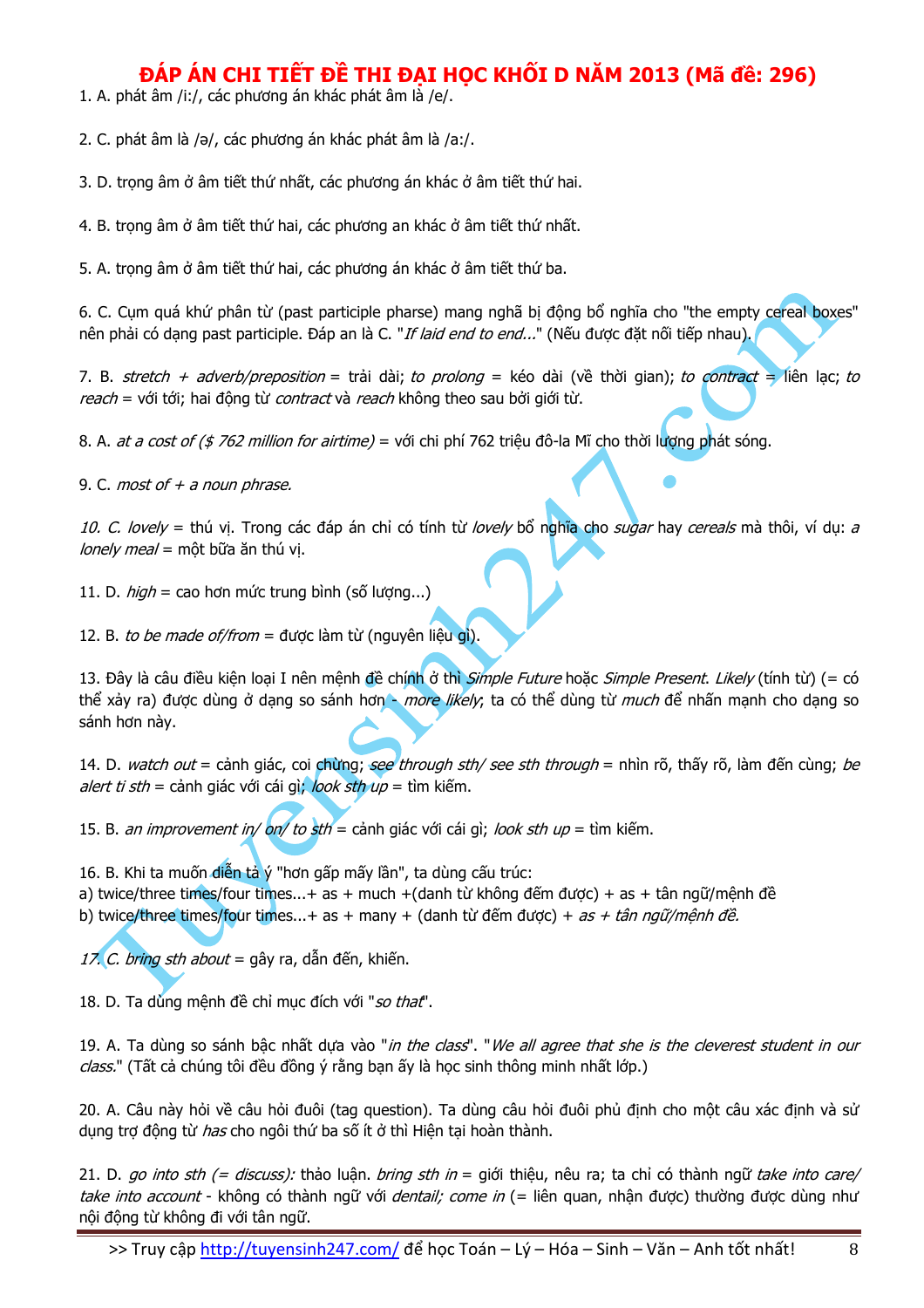# ĐÁP ÁN CHI TIẾT ĐỀ THI ĐẠI HỌC KHỐI D NĂM 2013 (Mã đề: 296)

1. A. phát âm /i:/, các phương án khác phát âm là /e/.

2. C. phát âm là /ə/, các phương án khác phát âm là /a:/.

3. D. trọng âm ở âm tiết thứ nhất, các phương án khác ở âm tiết thứ hai.

4. B. trọng âm ở âm tiết thứ hai, các phương an khác ở âm tiết thứ nhất.

5. A. trọng âm ở âm tiết thứ hai, các phương án khác ở âm tiết thứ ba.

6. C. Cụm quá khứ phân từ (past participle pharse) mang nghã bị động bổ nghĩa cho "the empty cereal boxes" nên phải có dạng past participle. Đáp an là C. "*If laid end to end...*" (Nếu được đặt nối tiếp nhau).

7. B. *stretch + adverb/preposition* = trải dài; *to prolong* = kéo dài (về thời gian); *to contract* = liên lạc; *to reach* = với tới; hai động từ *contract* và *reach* không theo sau bởi giới từ.

8. A. *at a cost of ($ 762 million for airtime)* = với chi phí 762 triệu đô-la Mĩ cho thời lượng phát sóng.

9. C. *most of + a noun phrase.*

*10. C. lovely* = thú vị. Trong các đáp án chỉ có tính từ *lovely* bổ nghĩa cho *sugar* hay *cereals* mà thôi, ví dụ: *a lonely meal* = một bữa ăn thú vị.

11. D. *high* = cao hơn mức trung bình (số lượng...)

12. B. *to be made of/from* = được làm từ (nguyên liệu gì).

13. Đây là câu điều kiện loại I nên mệnh đề chính ở thì *Simple Future* hoặc *Simple Present*. *Likely* (tính từ) (= có thể xảy ra) được dùng ở dạng so sánh hơn - *more likely*, ta có thể dùng từ *much* để nhấn mạnh cho dạng so sánh hơn này.

14. D. *watch out* = cảnh giác, coi chừng; *see through sth/ see sth through* = nhìn rõ, thấy rõ, làm đến cùng; *be alert ti sth* = cảnh giác với cái gì; *look sth up* = tìm kiếm.

15. B. *an improvement in/ on/ to sth* = cảnh giác với cái gì; *look sth up* = tìm kiếm.

16. B. Khi ta muốn diễn tả ý "hơn gấp mấy lần", ta dùng cấu trúc:
a) twice/three times/four times...+ as + much +(danh từ không đếm được) + as + tân ngữ/mệnh đề
b) twice/three times/four times...+ as + many + (danh từ đếm được) + *as + tân ngữ/mệnh đề.*

*17. C. bring sth about* = gây ra, dẫn đến, khiến.

18. D. Ta dùng mệnh đề chỉ mục đích với "*so that*".

19. A. Ta dùng so sánh bậc nhất dựa vào "*in the class*". "*We all agree that she is the cleverest student in our class.*" (Tất cả chúng tôi đều đồng ý rằng bạn ấy là học sinh thông minh nhất lớp.)

20. A. Câu này hỏi về câu hỏi đuôi (tag question). Ta dùng câu hỏi đuôi phủ định cho một câu xác định và sử dụng trợ động từ *has* cho ngôi thứ ba số ít ở thì Hiện tại hoàn thành.

21. D. *go into sth (= discuss):* thảo luận. *bring sth in* = giới thiệu, nêu ra; ta chỉ có thành ngữ *take into care/ take into account* - không có thành ngữ với *dentail; come in* (= liên quan, nhận được) thường được dùng như nội động từ không đi với tân ngữ.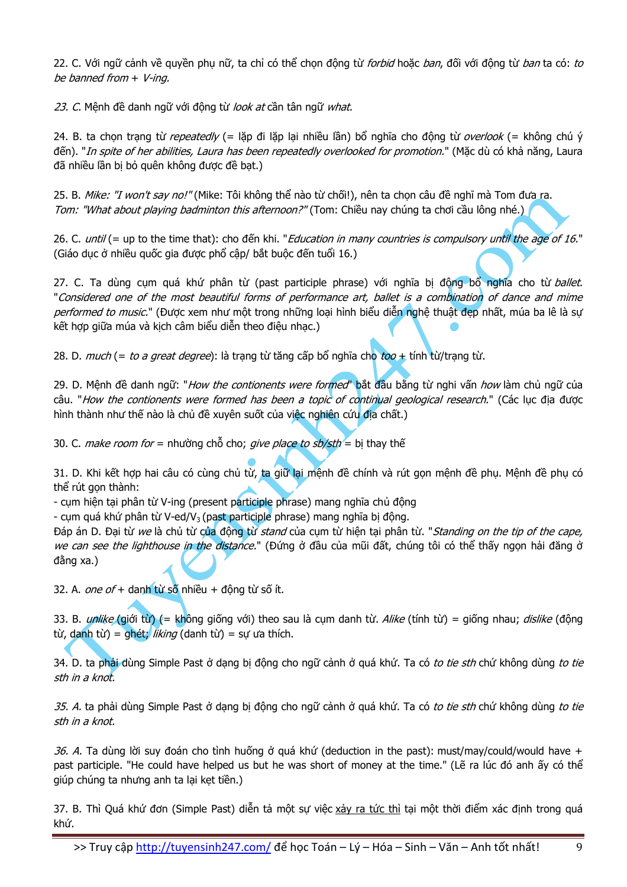22. C. Với ngữ cảnh về quyền phụ nữ, ta chỉ có thể chọn động từ *forbid* hoặc *ban*, đối với động từ *ban* ta có: *to be banned from + V-ing.*

*23. C.* Mệnh đề danh ngữ với động từ *look at* cần tân ngữ *what*.

24. B. ta chọn trạng từ *repeatedly* (= lặp đi lặp lại nhiều lần) bổ nghĩa cho động từ *overlook* (= không chú ý đến). "*In spite of her abilities, Laura has been repeatedly overlooked for promotion.*" (Mặc dù có khả năng, Laura đã nhiều lần bị bỏ quên không được đề bạt.)

25. B. *Mike: "I won't say no!"* (Mike: Tôi không thể nào từ chối!), nên ta chọn câu đề nghị mà Tom đưa ra.
*Tom: "What about playing badminton this afternoon?"* (Tom: Chiều nay chúng ta chơi cầu lông nhé.)

26. C. *until* (= up to the time that): cho đến khi. "*Education in many countries is compulsory until the age of 16.*" (Giáo dục ở nhiều quốc gia được phổ cập/ bắt buộc đến tuổi 16.)

27. C. Ta dùng cụm quá khứ phân từ (past participle phrase) với nghĩa bị động bổ nghĩa cho từ *ballet*. "*Considered one of the most beautiful forms of performance art, ballet is a combination of dance and mime performed to music.*" (Được xem như một trong những loại hình biểu diễn nghệ thuật đẹp nhất, múa ba lê là sự kết hợp giữa múa và kịch câm biểu diễn theo điệu nhạc.)

28. D. *much* (= *to a great degree*): là trạng từ tăng cấp bổ nghĩa cho *too* + tính từ/trạng từ.

29. D. Mệnh đề danh ngữ: "*How the contionents were formed*" bắt đầu bằng từ nghi vấn *how* làm chủ ngữ của câu. "*How the contionents were formed has been a topic of continual geological research.*" (Các lục địa được hình thành như thế nào là chủ đề xuyên suốt của việc nghiên cứu địa chất.)

30. C. *make room for* = nhường chỗ cho; *give place to sb/sth* = bị thay thế

31. D. Khi kết hợp hai câu có cùng chủ từ, ta giữ lại mệnh đề chính và rút gọn mệnh đề phụ. Mệnh đề phụ có thể rút gọn thành:
- cụm hiện tại phân từ V-ing (present participle phrase) mang nghĩa chủ động
- cụm quá khứ phân từ V-ed/$V_3$ (past participle phrase) mang nghĩa bị động.
Đáp án D. Đại từ *we* là chủ từ của động từ *stand* của cụm từ hiện tại phân từ. "*Standing on the tip of the cape, we can see the lighthouse in the distance.*" (Đứng ở đầu của mũi đất, chúng tôi có thể thấy ngọn hải đăng ở đằng xa.)

32. A. *one of* + danh từ số nhiều + động từ số ít.

33. B. *unlike* (giới từ) (= không giống với) theo sau là cụm danh từ. *Alike* (tính từ) = giống nhau; *dislike* (động từ, danh từ) = ghét; *liking* (danh từ) = sự ưa thích.

34. D. ta phải dùng Simple Past ở dạng bị động cho ngữ cảnh ở quá khứ. Ta có *to tie sth* chứ không dùng *to tie sth in a knot.*

*35. A.* ta phải dùng Simple Past ở dạng bị động cho ngữ cảnh ở quá khứ. Ta có *to tie sth* chứ không dùng *to tie sth in a knot.*

*36. A.* Ta dùng lời suy đoán cho tình huống ở quá khứ (deduction in the past): must/may/could/would have + past participle. "He could have helped us but he was short of money at the time." (Lẽ ra lúc đó anh ấy có thể giúp chúng ta nhưng anh ta lại kẹt tiền.)

37. B. Thì Quá khứ đơn (Simple Past) diễn tả một sự việc xảy ra tức thì tại một thời điểm xác định trong quá khứ.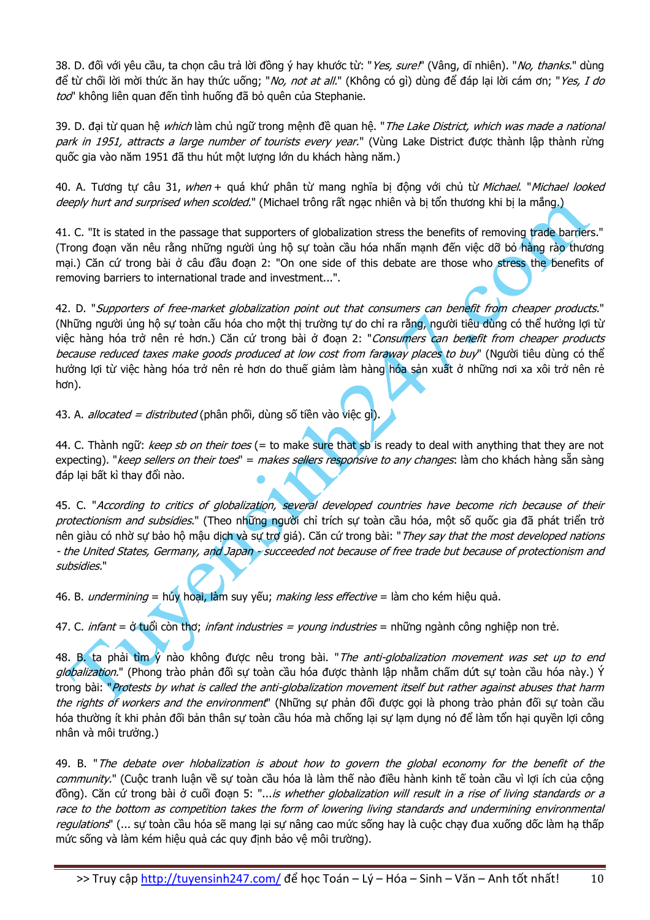38. D. đối với yêu cầu, ta chọn câu trả lời đồng ý hay khước từ: "*Yes, sure!*" (Vâng, dĩ nhiên). "*No, thanks.*" dùng để từ chối lời mời thức ăn hay thức uống; "*No, not at all.*" (Không có gì) dùng để đáp lại lời cám ơn; "*Yes, I do too*" không liên quan đến tình huống đã bỏ quên của Stephanie.

39. D. đại từ quan hệ *which* làm chủ ngữ trong mệnh đề quan hệ. "*The Lake District, which was made a national park in 1951, attracts a large number of tourists every year.*" (Vùng Lake District được thành lập thành rừng quốc gia vào năm 1951 đã thu hút một lượng lớn du khách hàng năm.)

40. A. Tương tự câu 31, *when* + quá khứ phân từ mang nghĩa bị động với chủ từ *Michael*. "*Michael looked deeply hurt and surprised when scolded.*" (Michael trông rất ngạc nhiên và bị tổn thương khi bị la mắng.)

41. C. "It is stated in the passage that supporters of globalization stress the benefits of removing trade barriers." (Trong đoạn văn nêu rằng những người ủng hộ sự toàn cầu hóa nhấn mạnh đến việc dỡ bỏ hàng rào thương mại.) Căn cứ trong bài ở câu đầu đoạn 2: "On one side of this debate are those who stress the benefits of removing barriers to international trade and investment...".

42. D. "*Supporters of free-market globalization point out that consumers can benefit from cheaper products.*" (Những người ủng hộ sự toàn cầu hóa cho một thị trường tự do chỉ ra rằng, người tiêu dùng có thể hưởng lợi từ việc hàng hóa trở nên rẻ hơn.) Căn cứ trong bài ở đoạn 2: "*Consumers can benefit from cheaper products because reduced taxes make goods produced at low cost from faraway places to buy*" (Người tiêu dùng có thể hưởng lợi từ việc hàng hóa trở nên rẻ hơn do thuế giảm làm hàng hóa sản xuất ở những nơi xa xôi trở nên rẻ hơn).

43. A. *allocated = distributed* (phân phối, dùng số tiền vào việc gì).

44. C. Thành ngữ: *keep sb on their toes* (= to make sure that sb is ready to deal with anything that they are not expecting). "*keep sellers on their toes*" = *makes sellers responsive to any changes*: làm cho khách hàng sẵn sàng đáp lại bất kì thay đổi nào.

45. C. "*According to critics of globalization, several developed countries have become rich because of their protectionism and subsidies.*" (Theo những người chỉ trích sự toàn cầu hóa, một số quốc gia đã phát triển trở nên giàu có nhờ sự bảo hộ mậu dịch và sự trợ giá). Căn cứ trong bài: "*They say that the most developed nations - the United States, Germany, and Japan - succeeded not because of free trade but because of protectionism and subsidies.*"

46. B. *undermining* = hủy hoại, làm suy yếu; *making less effective* = làm cho kém hiệu quả.

47. C. *infant* = ở tuổi còn thơ; *infant industries = young industries* = những ngành công nghiệp non trẻ.

48. B. ta phải tìm ý nào không được nêu trong bài. "*The anti-globalization movement was set up to end globalization.*" (Phong trào phản đối sự toàn cầu hóa được thành lập nhằm chấm dứt sự toàn cầu hóa này.) Ý trong bài: "*Protests by what is called the anti-globalization movement itself but rather against abuses that harm the rights of workers and the environment*" (Những sự phản đối được gọi là phong trào phản đối sự toàn cầu hóa thường ít khi phản đối bản thân sự toàn cầu hóa mà chống lại sự lạm dụng nó để làm tổn hại quyền lợi công nhân và môi trường.)

49. B. "*The debate over hlobalization is about how to govern the global economy for the benefit of the community.*" (Cuộc tranh luận về sự toàn cầu hóa là làm thế nào điều hành kinh tế toàn cầu vì lợi ích của cộng đồng). Căn cứ trong bài ở cuối đoạn 5: "*...is whether globalization will result in a rise of living standards or a race to the bottom as competition takes the form of lowering living standards and undermining environmental regulations*" (... sự toàn cầu hóa sẽ mang lại sự nâng cao mức sống hay là cuộc chạy đua xuống dốc làm hạ thấp mức sống và làm kém hiệu quả các quy định bảo vệ môi trường).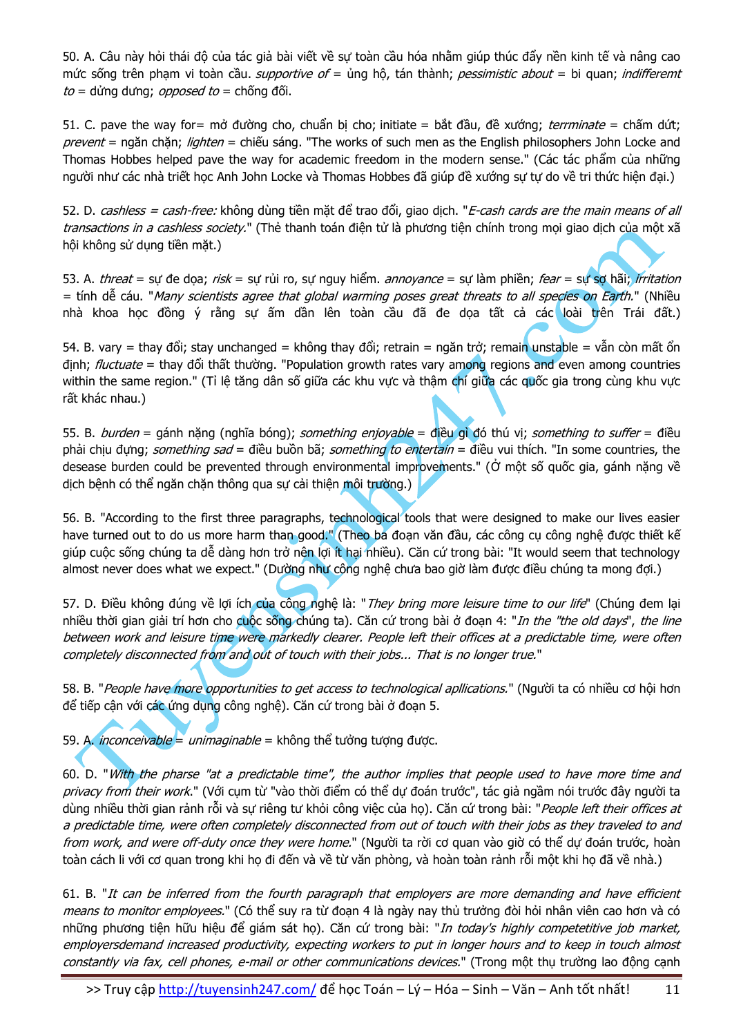50. A. Câu này hỏi thái độ của tác giả bài viết về sự toàn cầu hóa nhằm giúp thúc đẩy nền kinh tế và nâng cao mức sống trên phạm vi toàn cầu. *supportive of* = ủng hộ, tán thành; *pessimistic about* = bi quan; *indifferemt to* = dửng dưng; *opposed to* = chống đối.

51. C. pave the way for= mở đường cho, chuẩn bị cho; initiate = bắt đầu, đề xướng; *terrminate* = chấm dứt; *prevent* = ngăn chặn; *lighten* = chiếu sáng. "The works of such men as the English philosophers John Locke and Thomas Hobbes helped pave the way for academic freedom in the modern sense." (Các tác phẩm của những người như các nhà triết học Anh John Locke và Thomas Hobbes đã giúp đề xướng sự tự do về tri thức hiện đại.)

52. D. *cashless = cash-free:* không dùng tiền mặt để trao đổi, giao dịch. "*E-cash cards are the main means of all transactions in a cashless society.*" (Thẻ thanh toán điện tử là phương tiện chính trong mọi giao dịch của một xã hội không sử dụng tiền mặt.)

53. A. *threat* = sự đe dọa; *risk* = sự rủi ro, sự nguy hiểm. *annoyance* = sự làm phiền; *fear* = sự sợ hãi; *irritation* = tính dễ cáu. "*Many scientists agree that global warming poses great threats to all species on Earth.*" (Nhiều nhà khoa học đồng ý rằng sự ấm dần lên toàn cầu đã đe dọa tất cả các loài trên Trái đất.)

54. B. vary = thay đổi; stay unchanged = không thay đổi; retrain = ngăn trở; remain unstable = vẫn còn mất ổn định; *fluctuate* = thay đổi thất thường. "Population growth rates vary among regions and even among countries within the same region." (Tỉ lệ tăng dân số giữa các khu vực và thậm chí giữa các quốc gia trong cùng khu vực rất khác nhau.)

55. B. *burden* = gánh nặng (nghĩa bóng); *something enjoyable* = điều gì đó thú vị; *something to suffer* = điều phải chịu đựng; *something sad* = điều buồn bã; *something to entertain* = điều vui thích. "In some countries, the desease burden could be prevented through environmental improvements." (Ở một số quốc gia, gánh nặng về dịch bệnh có thể ngăn chặn thông qua sự cải thiện môi trường.)

56. B. "According to the first three paragraphs, technological tools that were designed to make our lives easier have turned out to do us more harm than good." (Theo ba đoạn văn đầu, các công cụ công nghệ được thiết kế giúp cuộc sống chúng ta dễ dàng hơn trở nên lợi ít hại nhiều). Căn cứ trong bài: "It would seem that technology almost never does what we expect." (Dường như công nghệ chưa bao giờ làm được điều chúng ta mong đợi.)

57. D. Điều không đúng về lợi ích của công nghệ là: "*They bring more leisure time to our life*" (Chúng đem lại nhiều thời gian giải trí hơn cho cuộc sống chúng ta). Căn cứ trong bài ở đoạn 4: "*In the "the old days*", *the line between work and leisure time were markedly clearer. People left their offices at a predictable time, were often completely disconnected from and out of touch with their jobs... That is no longer true.*"

58. B. "*People have more opportunities to get access to technological apllications.*" (Người ta có nhiều cơ hội hơn để tiếp cận với các ứng dụng công nghệ). Căn cứ trong bài ở đoạn 5.

59. A. *inconceivable* = *unimaginable* = không thể tưởng tượng được.

60. D. "*With the pharse "at a predictable time", the author implies that people used to have more time and privacy from their work.*" (Với cụm từ "vào thời điểm có thể dự đoán trước", tác giả ngầm nói trước đây người ta dùng nhiều thời gian rảnh rỗi và sự riêng tư khỏi công việc của họ). Căn cứ trong bài: "*People left their offices at a predictable time, were often completely disconnected from out of touch with their jobs as they traveled to and from work, and were off-duty once they were home.*" (Người ta rời cơ quan vào giờ có thể dự đoán trước, hoàn toàn cách li với cơ quan trong khi họ đi đến và về từ văn phòng, và hoàn toàn rảnh rỗi một khi họ đã về nhà.)

61. B. "*It can be inferred from the fourth paragraph that employers are more demanding and have efficient means to monitor employees.*" (Có thể suy ra từ đoạn 4 là ngày nay thủ trưởng đòi hỏi nhân viên cao hơn và có những phương tiện hữu hiệu để giám sát họ). Căn cứ trong bài: "*In today's highly competetitive job market, employersdemand increased productivity, expecting workers to put in longer hours and to keep in touch almost constantly via fax, cell phones, e-mail or other communications devices.*" (Trong một thụ trường lao động cạnh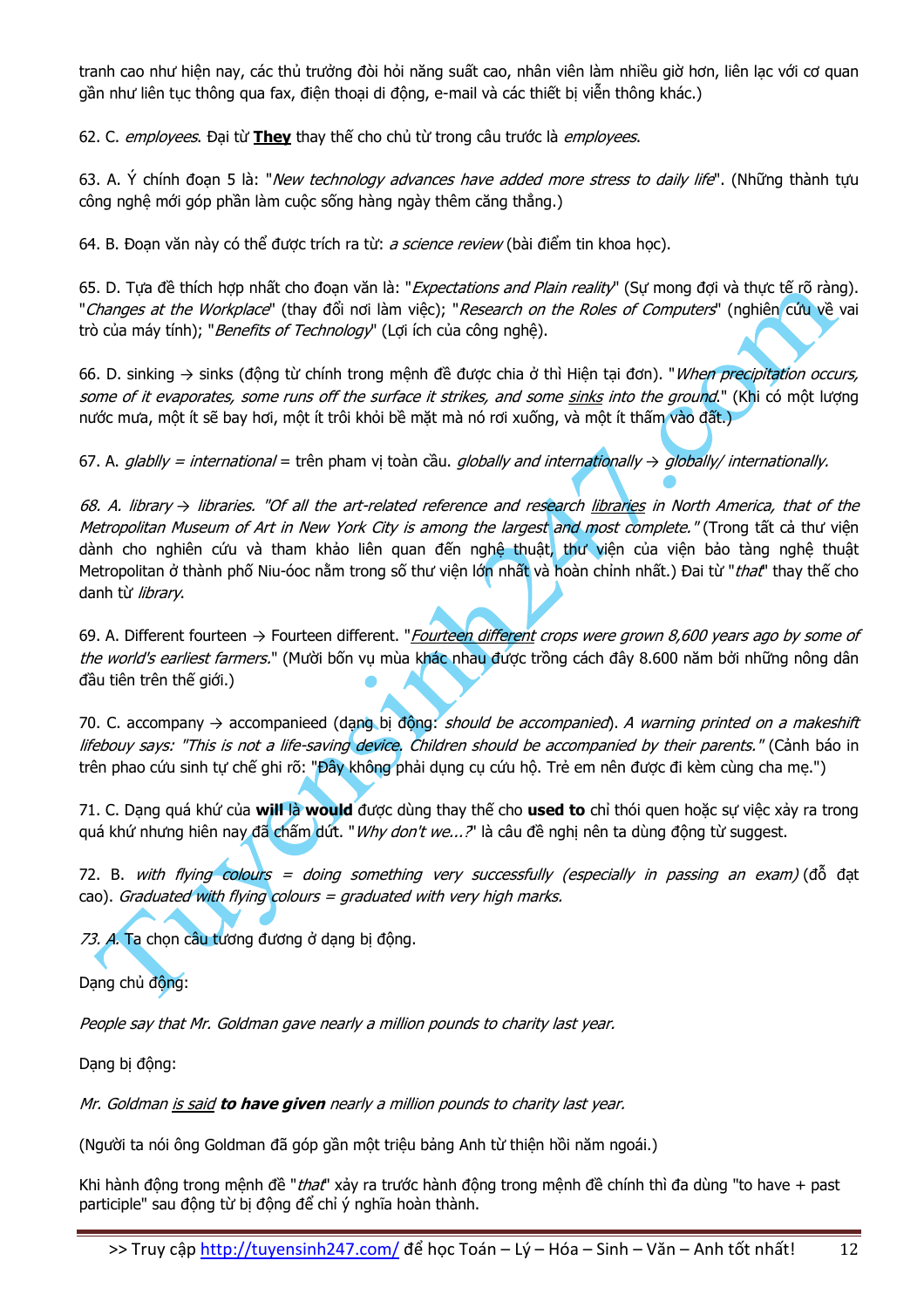tranh cao như hiện nay, các thủ trưởng đòi hỏi năng suất cao, nhân viên làm nhiều giờ hơn, liên lạc với cơ quan gần như liên tục thông qua fax, điện thoại di động, e-mail và các thiết bị viễn thông khác.)

62. C. *employees*. Đại từ **They** thay thế cho chủ từ trong câu trước là *employees*.

63. A. Ý chính đoạn 5 là: "*New technology advances have added more stress to daily life*". (Những thành tựu công nghệ mới góp phần làm cuộc sống hàng ngày thêm căng thẳng.)

64. B. Đoạn văn này có thể được trích ra từ: *a science review* (bài điểm tin khoa học).

65. D. Tựa đề thích hợp nhất cho đoạn văn là: "*Expectations and Plain reality*" (Sự mong đợi và thực tế rõ ràng). "*Changes at the Workplace*" (thay đổi nơi làm việc); "*Research on the Roles of Computers*" (nghiên cứu về vai trò của máy tính); "*Benefits of Technology*" (Lợi ích của công nghệ).

66. D. sinking → sinks (động từ chính trong mệnh đề được chia ở thì Hiện tại đơn). "*When precipitation occurs, some of it evaporates, some runs off the surface it strikes, and some sinks into the ground.*" (Khi có một lượng nước mưa, một ít sẽ bay hơi, một ít trôi khỏi bề mặt mà nó rơi xuống, và một ít thấm vào đất.)

67. A. *glablly = international* = trên phạm vị toàn cầu. *globally and internationally → globally/ internationally.*

*68. A. library → libraries. "Of all the art-related reference and research libraries in North America, that of the Metropolitan Museum of Art in New York City is among the largest and most complete."* (Trong tất cả thư viện dành cho nghiên cứu và tham khảo liên quan đến nghệ thuật, thư viện của viện bảo tàng nghệ thuật Metropolitan ở thành phố Niu-óoc nằm trong số thư viện lớn nhất và hoàn chỉnh nhất.) Đại từ "*that*" thay thế cho danh từ *library*.

69. A. Different fourteen → Fourteen different. "*Fourteen different crops were grown 8,600 years ago by some of the world's earliest farmers.*" (Mười bốn vụ mùa khác nhau được trồng cách đây 8.600 năm bởi những nông dân đầu tiên trên thế giới.)

70. C. accompany → accompanieed (dạng bị động: *should be accompanied*). *A warning printed on a makeshift lifebouy says: "This is not a life-saving device. Children should be accompanied by their parents."* (Cảnh báo in trên phao cứu sinh tự chế ghi rõ: "Đây không phải dụng cụ cứu hộ. Trẻ em nên được đi kèm cùng cha mẹ.")

71. C. Dạng quá khứ của **will** là **would** được dùng thay thế cho **used to** chỉ thói quen hoặc sự việc xảy ra trong quá khứ nhưng hiện nay đã chấm dứt. "*Why don't we...?*" là câu đề nghị nên ta dùng động từ suggest.

72. B. *with flying colours = doing something very successfully (especially in passing an exam)* (đỗ đạt cao). *Graduated with flying colours = graduated with very high marks.*

*73. A.* Ta chọn câu tương đương ở dạng bị động.

Dạng chủ động:

*People say that Mr. Goldman gave nearly a million pounds to charity last year.*

Dạng bị động:

*Mr. Goldman is said **to have given** nearly a million pounds to charity last year.*

(Người ta nói ông Goldman đã góp gần một triệu bảng Anh từ thiện hồi năm ngoái.)

Khi hành động trong mệnh đề "*that*" xảy ra trước hành động trong mệnh đề chính thì ta dùng "to have + past participle" sau động từ bị động để chỉ ý nghĩa hoàn thành.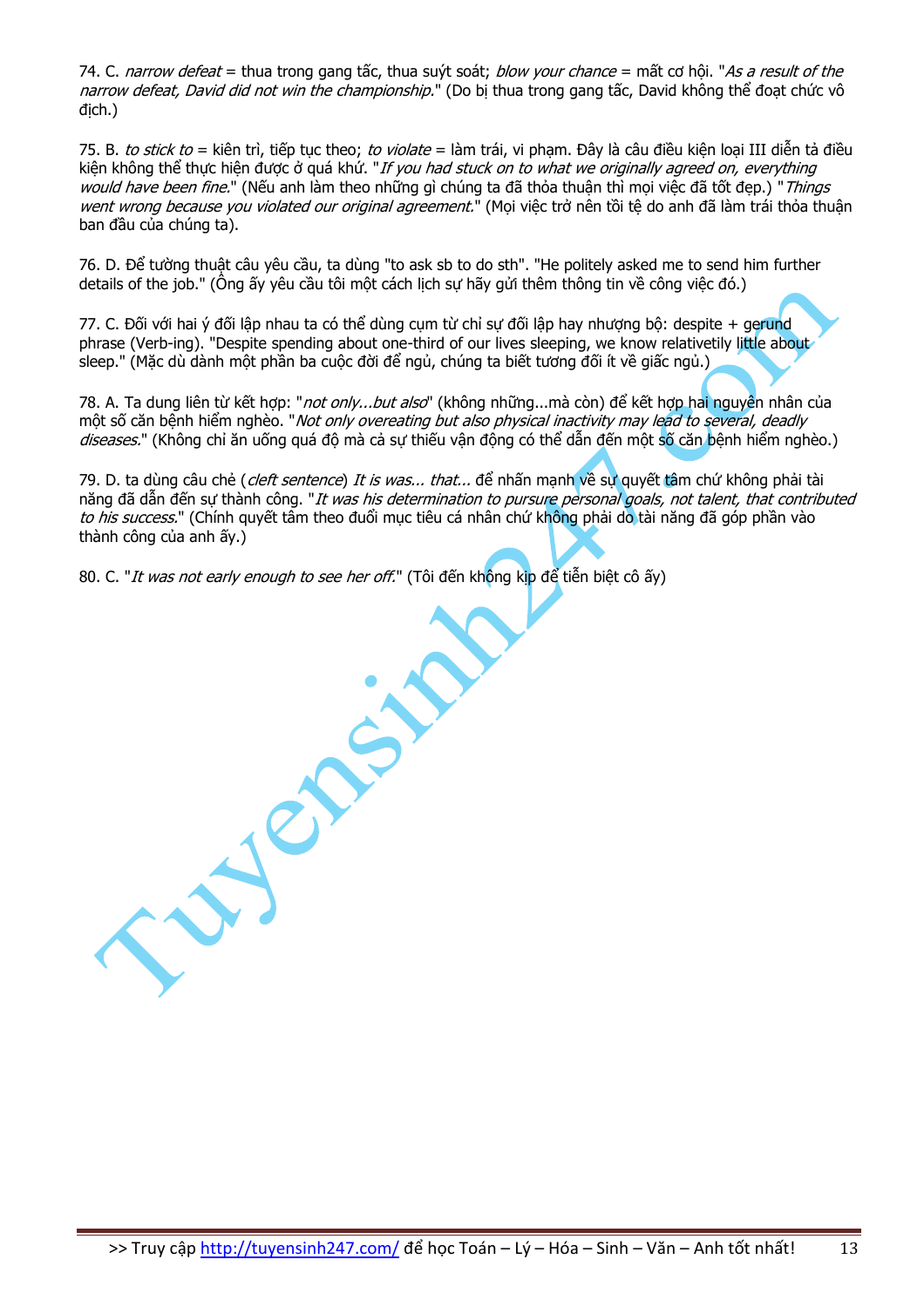74. C. *narrow defeat* = thua trong gang tấc, thua suýt soát; *blow your chance* = mất cơ hội. "*As a result of the narrow defeat, David did not win the championship.*" (Do bị thua trong gang tấc, David không thể đoạt chức vô địch.)

75. B. *to stick to* = kiên trì, tiếp tục theo; *to violate* = làm trái, vi phạm. Đây là câu điều kiện loại III diễn tả điều kiện không thể thực hiện được ở quá khứ. "*If you had stuck on to what we originally agreed on, everything would have been fine.*" (Nếu anh làm theo những gì chúng ta đã thỏa thuận thì mọi việc đã tốt đẹp.) "*Things went wrong because you violated our original agreement.*" (Mọi việc trở nên tồi tệ do anh đã làm trái thỏa thuận ban đầu của chúng ta).

76. D. Để tường thuật câu yêu cầu, ta dùng "to ask sb to do sth". "He politely asked me to send him further details of the job." (Ông ấy yêu cầu tôi một cách lịch sự hãy gửi thêm thông tin về công việc đó.)

77. C. Đối với hai ý đối lập nhau ta có thể dùng cụm từ chỉ sự đối lập hay nhượng bộ: despite + gerund phrase (Verb-ing). "Despite spending about one-third of our lives sleeping, we know relativetily little about sleep." (Mặc dù dành một phần ba cuộc đời để ngủ, chúng ta biết tương đối ít về giấc ngủ.)

78. A. Ta dung liên từ kết hợp: "*not only...but also*" (không những...mà còn) để kết hợp hai nguyên nhân của một số căn bệnh hiểm nghèo. "*Not only overeating but also physical inactivity may lead to several, deadly diseases.*" (Không chỉ ăn uống quá độ mà cả sự thiếu vận động có thể dẫn đến một số căn bệnh hiểm nghèo.)

79. D. ta dùng câu chẻ (*cleft sentence*) *It is was... that...* để nhấn mạnh về sự quyết tâm chứ không phải tài năng đã dẫn đến sự thành công. "*It was his determination to pursure personal goals, not talent, that contributed to his success.*" (Chính quyết tâm theo đuổi mục tiêu cá nhân chứ không phải do tài năng đã góp phần vào thành công của anh ấy.)

80. C. "*It was not early enough to see her off.*" (Tôi đến không kịp để tiễn biệt cô ấy)